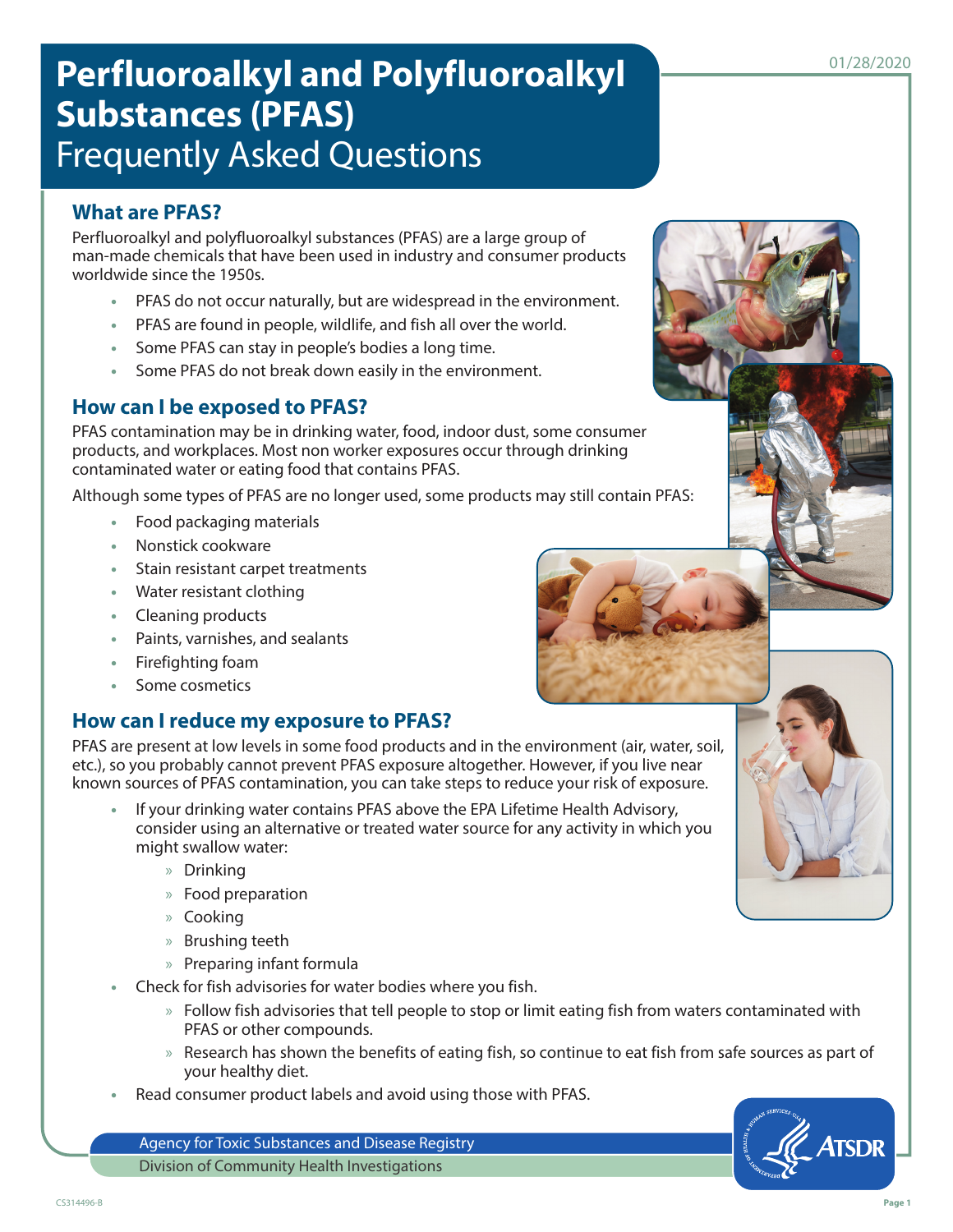# Perfluoroalkyl and Polyfluoroalkyl Substances (PFAS)

Frequently Asked Questions

01/28/2020

## What are PFAS?

Perfluoroalkyl and polyfluoroalkyl substances (PFAS) are a large group of man-made chemicals that have been used in industry and consumer products worldwide since the 1950s.

- PFAS do not occur naturally, but are widespread in the environment.
- PFAS are found in people, wildlife, and fish all over the world.
- Some PFAS can stay in people's bodies a long time.
- Some PFAS do not break down easily in the environment.

## How can I be exposed to PFAS?

PFAS contamination may be in drinking water, food, indoor dust, some consumer products, and workplaces. Most non worker exposures occur through drinking contaminated water or eating food that contains PFAS.

Although some types of PFAS are no longer used, some products may still contain PFAS:

- Food packaging materials
- Nonstick cookware
- Stain resistant carpet treatments
- Water resistant clothing
- Cleaning products
- Paints, varnishes, and sealants
- Firefighting foam
- Some cosmetics

## How can I reduce my exposure to PFAS?

PFAS are present at low levels in some food products and in the environment (air, water, soil, etc.), so you probably cannot prevent PFAS exposure altogether. However, if you live near known sources of PFAS contamination, you can take steps to reduce your risk of exposure.

- If your drinking water contains PFAS above the EPA Lifetime Health Advisory, consider using an alternative or treated water source for any activity in which you might swallow water:
  - Drinking
  - Food preparation
  - Cooking
  - Brushing teeth
  - Preparing infant formula
- Check for fish advisories for water bodies where you fish.
  - Follow fish advisories that tell people to stop or limit eating fish from waters contaminated with PFAS or other compounds.
  - Research has shown the benefits of eating fish, so continue to eat fish from safe sources as part of your healthy diet.
- Read consumer product labels and avoid using those with PFAS.

Agency for Toxic Substances and Disease Registry

Division of Community Health Investigations

CS314496-B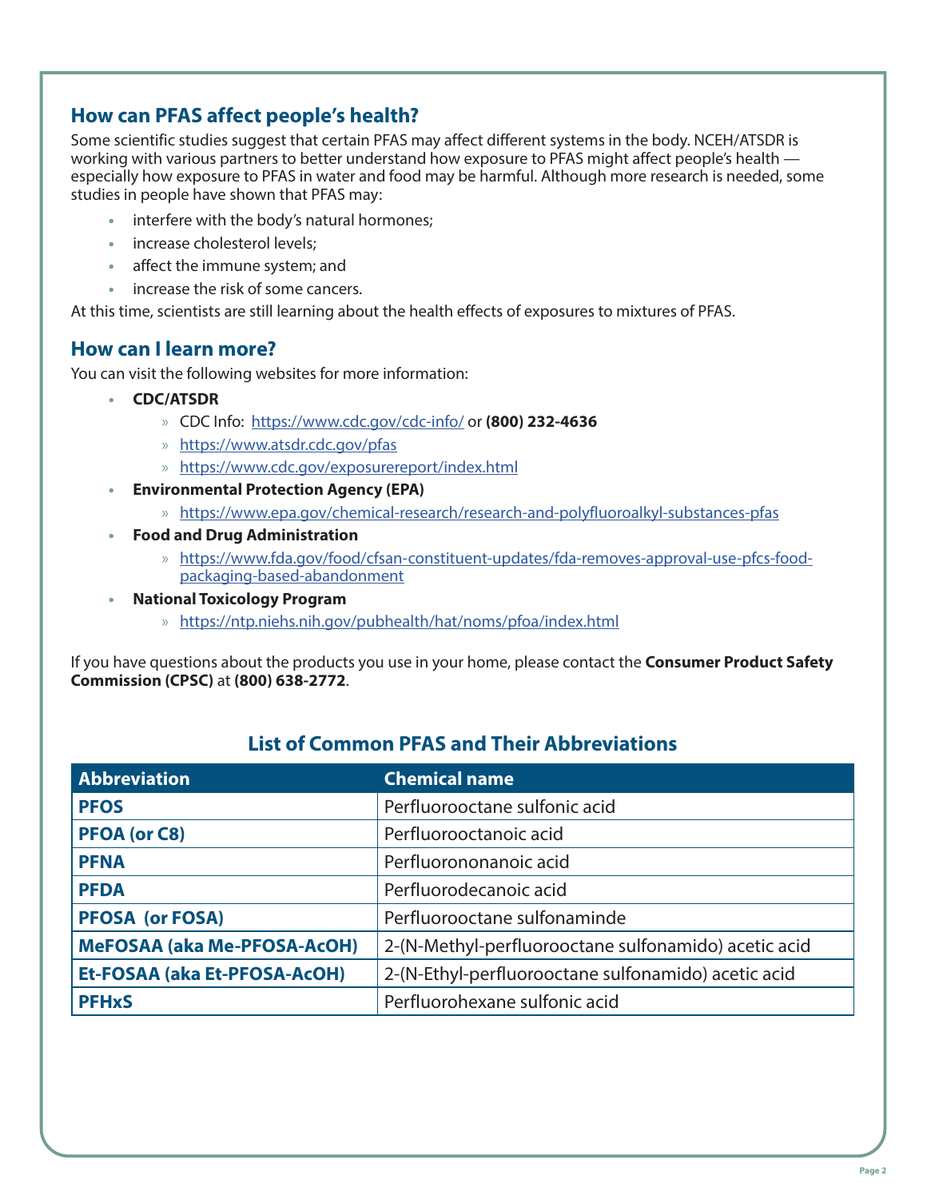## How can PFAS affect people's health?

Some scientific studies suggest that certain PFAS may affect different systems in the body. NCEH/ATSDR is working with various partners to better understand how exposure to PFAS might affect people's health — especially how exposure to PFAS in water and food may be harmful. Although more research is needed, some studies in people have shown that PFAS may:

- interfere with the body's natural hormones;
- increase cholesterol levels;
- affect the immune system; and
- increase the risk of some cancers.

At this time, scientists are still learning about the health effects of exposures to mixtures of PFAS.

## How can I learn more?

You can visit the following websites for more information:

- **CDC/ATSDR**
  - CDC Info: https://www.cdc.gov/cdc-info/ or **(800) 232-4636**
  - https://www.atsdr.cdc.gov/pfas
  - https://www.cdc.gov/exposurereport/index.html
- **Environmental Protection Agency (EPA)**
  - https://www.epa.gov/chemical-research/research-and-polyfluoroalkyl-substances-pfas
- **Food and Drug Administration**
  - https://www.fda.gov/food/cfsan-constituent-updates/fda-removes-approval-use-pfcs-food-packaging-based-abandonment
- **National Toxicology Program**
  - https://ntp.niehs.nih.gov/pubhealth/hat/noms/pfoa/index.html

If you have questions about the products you use in your home, please contact the **Consumer Product Safety Commission (CPSC)** at **(800) 638-2772**.

## List of Common PFAS and Their Abbreviations

| Abbreviation | Chemical name |
|---|---|
| **PFOS** | Perfluorooctane sulfonic acid |
| **PFOA (or C8)** | Perfluorooctanoic acid |
| **PFNA** | Perfluorononanoic acid |
| **PFDA** | Perfluorodecanoic acid |
| **PFOSA (or FOSA)** | Perfluorooctane sulfonaminde |
| **MeFOSAA (aka Me-PFOSA-AcOH)** | 2-(N-Methyl-perfluorooctane sulfonamido) acetic acid |
| **Et-FOSAA (aka Et-PFOSA-AcOH)** | 2-(N-Ethyl-perfluorooctane sulfonamido) acetic acid |
| **PFHxS** | Perfluorohexane sulfonic acid |